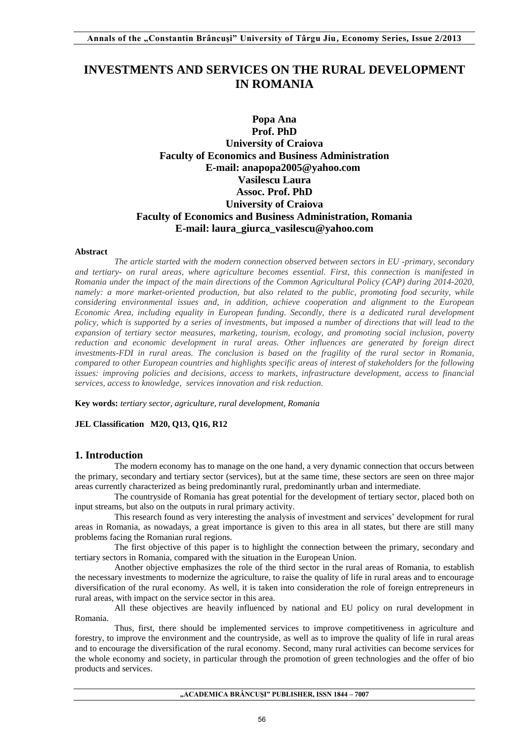# INVESTMENTS AND SERVICES ON THE RURAL DEVELOPMENT IN ROMANIA

**Popa Ana**
**Prof. PhD**
**University of Craiova**
**Faculty of Economics and Business Administration**
**E-mail: anapopa2005@yahoo.com**
**Vasilescu Laura**
**Assoc. Prof. PhD**
**University of Craiova**
**Faculty of Economics and Business Administration, Romania**
**E-mail: laura_giurca_vasilescu@yahoo.com**

**Abstract**

*The article started with the modern connection observed between sectors in EU -primary, secondary and tertiary- on rural areas, where agriculture becomes essential. First, this connection is manifested in Romania under the impact of the main directions of the Common Agricultural Policy (CAP) during 2014-2020, namely: a more market-oriented production, but also related to the public, promoting food security, while considering environmental issues and, in addition, achieve cooperation and alignment to the European Economic Area, including equality in European funding. Secondly, there is a dedicated rural development policy, which is supported by a series of investments, but imposed a number of directions that will lead to the expansion of tertiary sector measures, marketing, tourism, ecology, and promoting social inclusion, poverty reduction and economic development in rural areas. Other influences are generated by foreign direct investments-FDI in rural areas. The conclusion is based on the fragility of the rural sector in Romania, compared to other European countries and highlights specific areas of interest of stakeholders for the following issues: improving policies and decisions, access to markets, infrastructure development, access to financial services, access to knowledge, services innovation and risk reduction.*

**Key words:** *tertiary sector, agriculture, rural development, Romania*

**JEL Classification M20, Q13, Q16, R12**

## 1. Introduction

The modern economy has to manage on the one hand, a very dynamic connection that occurs between the primary, secondary and tertiary sector (services), but at the same time, these sectors are seen on three major areas currently characterized as being predominantly rural, predominantly urban and intermediate.

The countryside of Romania has great potential for the development of tertiary sector, placed both on input streams, but also on the outputs in rural primary activity.

This research found as very interesting the analysis of investment and services' development for rural areas in Romania, as nowadays, a great importance is given to this area in all states, but there are still many problems facing the Romanian rural regions.

The first objective of this paper is to highlight the connection between the primary, secondary and tertiary sectors in Romania, compared with the situation in the European Union.

Another objective emphasizes the role of the third sector in the rural areas of Romania, to establish the necessary investments to modernize the agriculture, to raise the quality of life in rural areas and to encourage diversification of the rural economy. As well, it is taken into consideration the role of foreign entrepreneurs in rural areas, with impact on the service sector in this area.

All these objectives are heavily influenced by national and EU policy on rural development in Romania.

Thus, first, there should be implemented services to improve competitiveness in agriculture and forestry, to improve the environment and the countryside, as well as to improve the quality of life in rural areas and to encourage the diversification of the rural economy. Second, many rural activities can become services for the whole economy and society, in particular through the promotion of green technologies and the offer of bio products and services.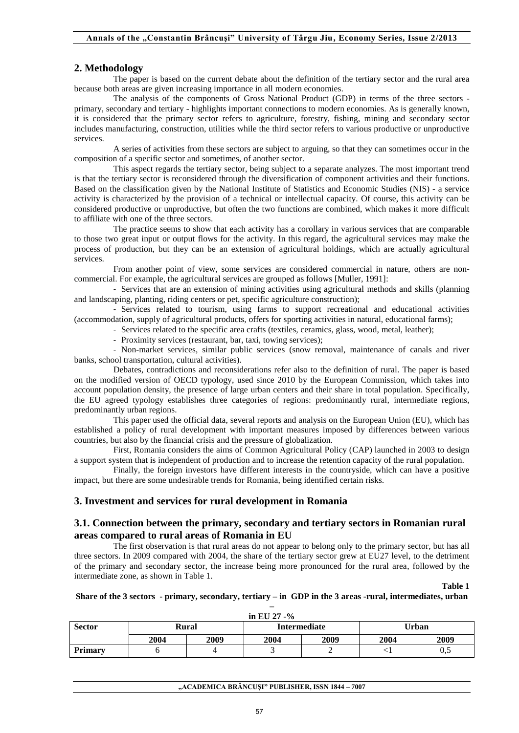## 2. Methodology

The paper is based on the current debate about the definition of the tertiary sector and the rural area because both areas are given increasing importance in all modern economies.

The analysis of the components of Gross National Product (GDP) in terms of the three sectors - primary, secondary and tertiary - highlights important connections to modern economies. As is generally known, it is considered that the primary sector refers to agriculture, forestry, fishing, mining and secondary sector includes manufacturing, construction, utilities while the third sector refers to various productive or unproductive services.

A series of activities from these sectors are subject to arguing, so that they can sometimes occur in the composition of a specific sector and sometimes, of another sector.

This aspect regards the tertiary sector, being subject to a separate analyzes. The most important trend is that the tertiary sector is reconsidered through the diversification of component activities and their functions. Based on the classification given by the National Institute of Statistics and Economic Studies (NIS) - a service activity is characterized by the provision of a technical or intellectual capacity. Of course, this activity can be considered productive or unproductive, but often the two functions are combined, which makes it more difficult to affiliate with one of the three sectors.

The practice seems to show that each activity has a corollary in various services that are comparable to those two great input or output flows for the activity. In this regard, the agricultural services may make the process of production, but they can be an extension of agricultural holdings, which are actually agricultural services.

From another point of view, some services are considered commercial in nature, others are non-commercial. For example, the agricultural services are grouped as follows [Muller, 1991]:

- Services that are an extension of mining activities using agricultural methods and skills (planning and landscaping, planting, riding centers or pet, specific agriculture construction);
- Services related to tourism, using farms to support recreational and educational activities (accommodation, supply of agricultural products, offers for sporting activities in natural, educational farms);
- Services related to the specific area crafts (textiles, ceramics, glass, wood, metal, leather);
- Proximity services (restaurant, bar, taxi, towing services);
- Non-market services, similar public services (snow removal, maintenance of canals and river banks, school transportation, cultural activities).

Debates, contradictions and reconsiderations refer also to the definition of rural. The paper is based on the modified version of OECD typology, used since 2010 by the European Commission, which takes into account population density, the presence of large urban centers and their share in total population. Specifically, the EU agreed typology establishes three categories of regions: predominantly rural, intermediate regions, predominantly urban regions.

This paper used the official data, several reports and analysis on the European Union (EU), which has established a policy of rural development with important measures imposed by differences between various countries, but also by the financial crisis and the pressure of globalization.

First, Romania considers the aims of Common Agricultural Policy (CAP) launched in 2003 to design a support system that is independent of production and to increase the retention capacity of the rural population.

Finally, the foreign investors have different interests in the countryside, which can have a positive impact, but there are some undesirable trends for Romania, being identified certain risks.

## 3. Investment and services for rural development in Romania

### 3.1. Connection between the primary, secondary and tertiary sectors in Romanian rural areas compared to rural areas of Romania in EU

The first observation is that rural areas do not appear to belong only to the primary sector, but has all three sectors. In 2009 compared with 2004, the share of the tertiary sector grew at EU27 level, to the detriment of the primary and secondary sector, the increase being more pronounced for the rural area, followed by the intermediate zone, as shown in Table 1.

**Table 1**

**Share of the 3 sectors - primary, secondary, tertiary – in GDP in the 3 areas -rural, intermediates, urban – in EU 27 -%**

| Sector | Rural | | Intermediate | | Urban | |
|---|---|---|---|---|---|---|
| | 2004 | 2009 | 2004 | 2009 | 2004 | 2009 |
| **Primary** | 6 | 4 | 3 | 2 | <1 | 0,5 |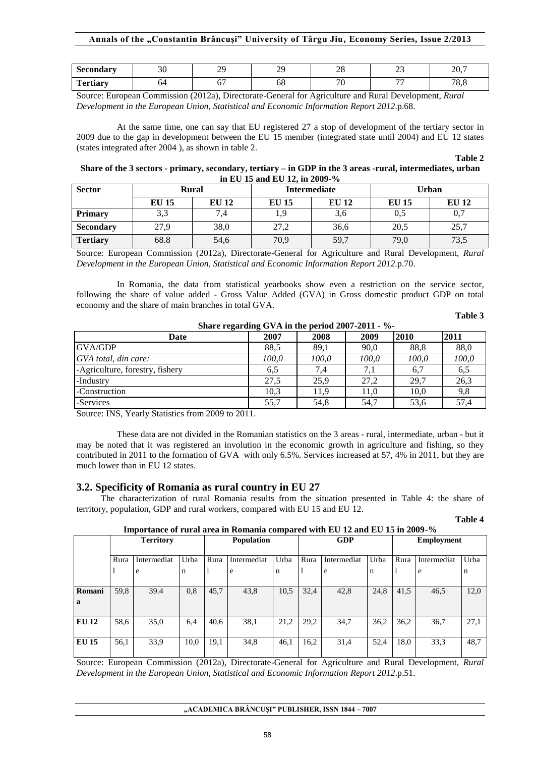| Secondary | 30 | 29 | 29 | 28 | 23 | 20,7 |
|---|---|---|---|---|---|---|
| Tertiary | 64 | 67 | 68 | 70 | 77 | 78,8 |

Source: European Commission (2012a), Directorate-General for Agriculture and Rural Development, *Rural Development in the European Union, Statistical and Economic Information Report 2012*.p.68.

At the same time, one can say that EU registered 27 a stop of development of the tertiary sector in 2009 due to the gap in development between the EU 15 member (integrated state until 2004) and EU 12 states (states integrated after 2004 ), as shown in table 2.

**Table 2**

**Share of the 3 sectors - primary, secondary, tertiary – in GDP in the 3 areas -rural, intermediates, urban in EU 15 and EU 12, in 2009-%**

| Sector | Rural | | Intermediate | | Urban | |
|---|---|---|---|---|---|---|
| | EU 15 | EU 12 | EU 15 | EU 12 | EU 15 | EU 12 |
| Primary | 3,3 | 7,4 | 1,9 | 3,6 | 0,5 | 0,7 |
| Secondary | 27,9 | 38,0 | 27,2 | 36,6 | 20,5 | 25,7 |
| Tertiary | 68.8 | 54,6 | 70,9 | 59,7 | 79,0 | 73,5 |

Source: European Commission (2012a), Directorate-General for Agriculture and Rural Development, *Rural Development in the European Union, Statistical and Economic Information Report 2012*.p.70.

In Romania, the data from statistical yearbooks show even a restriction on the service sector, following the share of value added - Gross Value Added (GVA) in Gross domestic product GDP on total economy and the share of main branches in total GVA.

**Table 3**

**Share regarding GVA in the period 2007-2011 - %-**

| Date | 2007 | 2008 | 2009 | 2010 | 2011 |
|---|---|---|---|---|---|
| GVA/GDP | 88,5 | 89,1 | 90,0 | 88,8 | 88,0 |
| *GVA total, din care:* | *100,0* | *100,0* | *100,0* | *100,0* | *100,0* |
| -Agriculture, forestry, fishery | 6,5 | 7,4 | 7,1 | 6,7 | 6,5 |
| -Industry | 27,5 | 25,9 | 27,2 | 29,7 | 26,3 |
| -Construction | 10,3 | 11,9 | 11,0 | 10,0 | 9,8 |
| -Services | 55,7 | 54,8 | 54,7 | 53,6 | 57,4 |

Source: INS, Yearly Statistics from 2009 to 2011.

These data are not divided in the Romanian statistics on the 3 areas - rural, intermediate, urban - but it may be noted that it was registered an involution in the economic growth in agriculture and fishing, so they contributed in 2011 to the formation of GVA with only 6.5%. Services increased at 57, 4% in 2011, but they are much lower than in EU 12 states.

## 3.2. Specificity of Romania as rural country in EU 27

The characterization of rural Romania results from the situation presented in Table 4: the share of territory, population, GDP and rural workers, compared with EU 15 and EU 12.

**Table 4**

**Importance of rural area in Romania compared with EU 12 and EU 15 in 2009-%**

| | Territory | | | Population | | | GDP | | | Employment | | |
|---|---|---|---|---|---|---|---|---|---|---|---|---|
| | Rural | Intermediate | Urban | Rural | Intermediate | Urban | Rural | Intermediate | Urban | Rural | Intermediate | Urban |
| **Romania** | 59,8 | 39.4 | 0,8 | 45,7 | 43,8 | 10,5 | 32,4 | 42,8 | 24,8 | 41,5 | 46,5 | 12,0 |
| **EU 12** | 58,6 | 35,0 | 6,4 | 40,6 | 38,1 | 21,2 | 29,2 | 34,7 | 36,2 | 36,2 | 36,7 | 27,1 |
| **EU 15** | 56,1 | 33,9 | 10,0 | 19,1 | 34,8 | 46,1 | 16,2 | 31,4 | 52,4 | 18,0 | 33,3 | 48,7 |

Source: European Commission (2012a), Directorate-General for Agriculture and Rural Development, *Rural Development in the European Union, Statistical and Economic Information Report 2012*.p.51.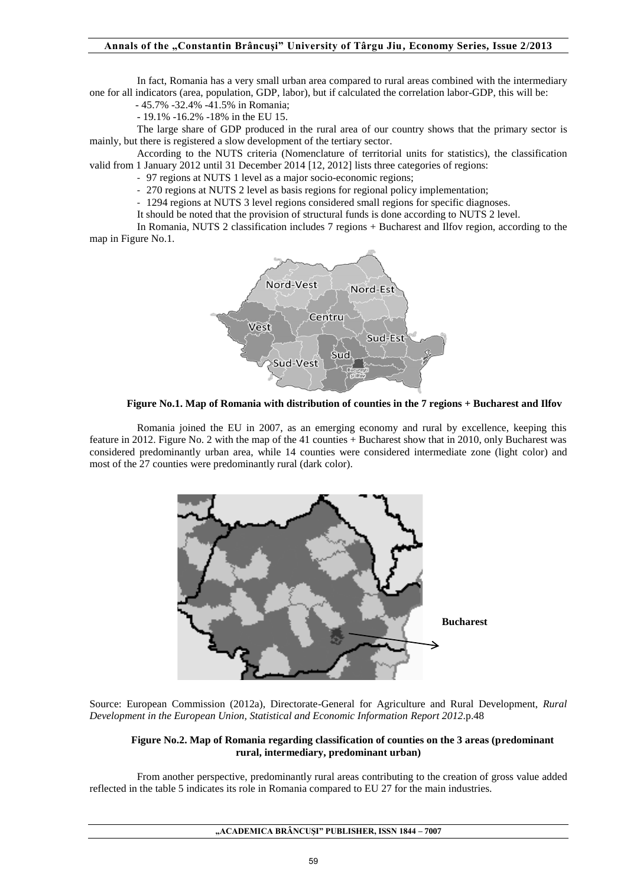In fact, Romania has a very small urban area compared to rural areas combined with the intermediary one for all indicators (area, population, GDP, labor), but if calculated the correlation labor-GDP, this will be:

- 45.7% -32.4% -41.5% in Romania;
- 19.1% -16.2% -18% in the EU 15.

The large share of GDP produced in the rural area of our country shows that the primary sector is mainly, but there is registered a slow development of the tertiary sector.

According to the NUTS criteria (Nomenclature of territorial units for statistics), the classification valid from 1 January 2012 until 31 December 2014 [12, 2012] lists three categories of regions:

- 97 regions at NUTS 1 level as a major socio-economic regions;
- 270 regions at NUTS 2 level as basis regions for regional policy implementation;
- 1294 regions at NUTS 3 level regions considered small regions for specific diagnoses.

It should be noted that the provision of structural funds is done according to NUTS 2 level.

In Romania, NUTS 2 classification includes 7 regions + Bucharest and Ilfov region, according to the map in Figure No.1.

**Figure No.1. Map of Romania with distribution of counties in the 7 regions + Bucharest and Ilfov**

Romania joined the EU in 2007, as an emerging economy and rural by excellence, keeping this feature in 2012. Figure No. 2 with the map of the 41 counties + Bucharest show that in 2010, only Bucharest was considered predominantly urban area, while 14 counties were considered intermediate zone (light color) and most of the 27 counties were predominantly rural (dark color).

Source: European Commission (2012a), Directorate-General for Agriculture and Rural Development, *Rural Development in the European Union, Statistical and Economic Information Report 2012*.p.48

**Figure No.2. Map of Romania regarding classification of counties on the 3 areas (predominant rural, intermediary, predominant urban)**

From another perspective, predominantly rural areas contributing to the creation of gross value added reflected in the table 5 indicates its role in Romania compared to EU 27 for the main industries.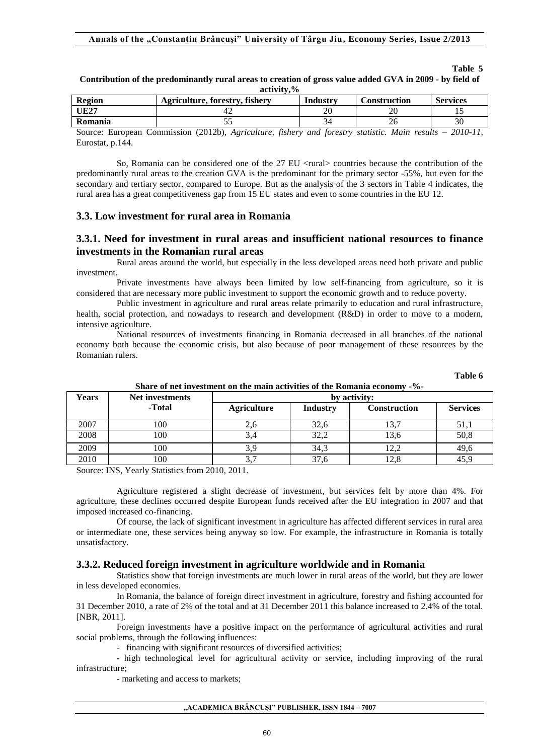**Table 5**

**Contribution of the predominantly rural areas to creation of gross value added GVA in 2009 - by field of activity,%**

| Region | Agriculture, forestry, fishery | Industry | Construction | Services |
|---|---|---|---|---|
| **UE27** | 42 | 20 | 20 | 15 |
| **Romania** | 55 | 34 | 26 | 30 |

Source: European Commission (2012b), *Agriculture, fishery and forestry statistic. Main results – 2010-11*, Eurostat, p.144.

So, Romania can be considered one of the 27 EU <rural> countries because the contribution of the predominantly rural areas to the creation GVA is the predominant for the primary sector -55%, but even for the secondary and tertiary sector, compared to Europe. But as the analysis of the 3 sectors in Table 4 indicates, the rural area has a great competitiveness gap from 15 EU states and even to some countries in the EU 12.

## 3.3. Low investment for rural area in Romania

### 3.3.1. Need for investment in rural areas and insufficient national resources to finance investments in the Romanian rural areas

Rural areas around the world, but especially in the less developed areas need both private and public investment.

Private investments have always been limited by low self-financing from agriculture, so it is considered that are necessary more public investment to support the economic growth and to reduce poverty.

Public investment in agriculture and rural areas relate primarily to education and rural infrastructure, health, social protection, and nowadays to research and development (R&D) in order to move to a modern, intensive agriculture.

National resources of investments financing in Romania decreased in all branches of the national economy both because the economic crisis, but also because of poor management of these resources by the Romanian rulers.

**Table 6**

**Share of net investment on the main activities of the Romania economy -%-**

| Years | Net investments -Total | by activity: | | | |
|---|---|---|---|---|---|
| | | **Agriculture** | **Industry** | **Construction** | **Services** |
| 2007 | 100 | 2,6 | 32,6 | 13,7 | 51,1 |
| 2008 | 100 | 3,4 | 32,2 | 13,6 | 50,8 |
| 2009 | 100 | 3,9 | 34,3 | 12,2 | 49,6 |
| 2010 | 100 | 3,7 | 37,6 | 12,8 | 45,9 |

Source: INS, Yearly Statistics from 2010, 2011.

Agriculture registered a slight decrease of investment, but services felt by more than 4%. For agriculture, these declines occurred despite European funds received after the EU integration in 2007 and that imposed increased co-financing.

Of course, the lack of significant investment in agriculture has affected different services in rural area or intermediate one, these services being anyway so low. For example, the infrastructure in Romania is totally unsatisfactory.

### 3.3.2. Reduced foreign investment in agriculture worldwide and in Romania

Statistics show that foreign investments are much lower in rural areas of the world, but they are lower in less developed economies.

In Romania, the balance of foreign direct investment in agriculture, forestry and fishing accounted for 31 December 2010, a rate of 2% of the total and at 31 December 2011 this balance increased to 2.4% of the total. [NBR, 2011].

Foreign investments have a positive impact on the performance of agricultural activities and rural social problems, through the following influences:

- financing with significant resources of diversified activities;
- high technological level for agricultural activity or service, including improving of the rural infrastructure;
- marketing and access to markets;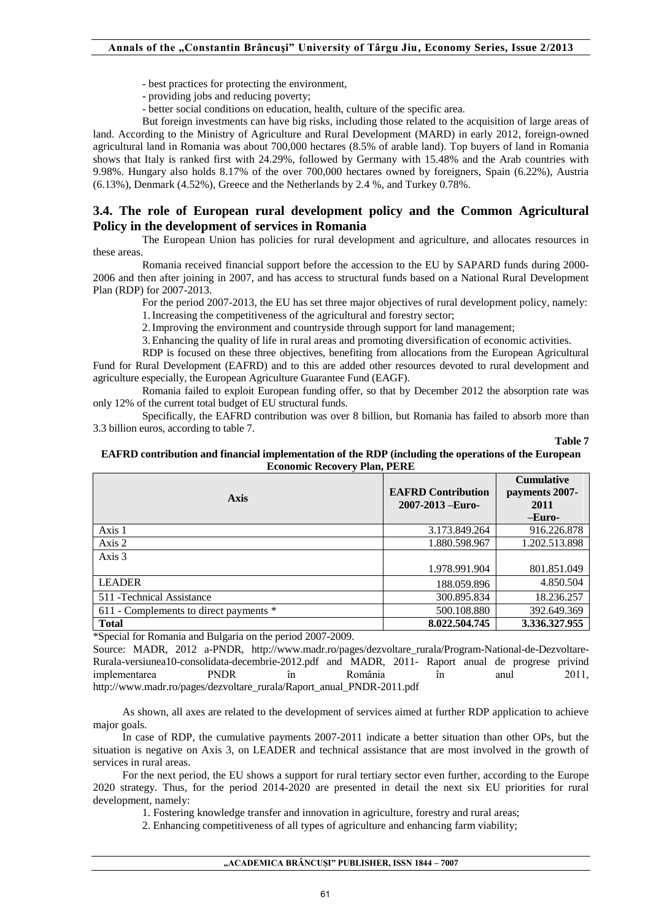- best practices for protecting the environment,
- providing jobs and reducing poverty;
- better social conditions on education, health, culture of the specific area.

But foreign investments can have big risks, including those related to the acquisition of large areas of land. According to the Ministry of Agriculture and Rural Development (MARD) in early 2012, foreign-owned agricultural land in Romania was about 700,000 hectares (8.5% of arable land). Top buyers of land in Romania shows that Italy is ranked first with 24.29%, followed by Germany with 15.48% and the Arab countries with 9.98%. Hungary also holds 8.17% of the over 700,000 hectares owned by foreigners, Spain (6.22%), Austria (6.13%), Denmark (4.52%), Greece and the Netherlands by 2.4 %, and Turkey 0.78%.

## 3.4. The role of European rural development policy and the Common Agricultural Policy in the development of services in Romania

The European Union has policies for rural development and agriculture, and allocates resources in these areas.

Romania received financial support before the accession to the EU by SAPARD funds during 2000-2006 and then after joining in 2007, and has access to structural funds based on a National Rural Development Plan (RDP) for 2007-2013.

For the period 2007-2013, the EU has set three major objectives of rural development policy, namely:

1. Increasing the competitiveness of the agricultural and forestry sector;
2. Improving the environment and countryside through support for land management;
3. Enhancing the quality of life in rural areas and promoting diversification of economic activities.

RDP is focused on these three objectives, benefiting from allocations from the European Agricultural Fund for Rural Development (EAFRD) and to this are added other resources devoted to rural development and agriculture especially, the European Agriculture Guarantee Fund (EAGF).

Romania failed to exploit European funding offer, so that by December 2012 the absorption rate was only 12% of the current total budget of EU structural funds.

Specifically, the EAFRD contribution was over 8 billion, but Romania has failed to absorb more than 3.3 billion euros, according to table 7.

**Table 7**

**EAFRD contribution and financial implementation of the RDP (including the operations of the European Economic Recovery Plan, PERE**

| Axis | EAFRD Contribution 2007-2013 –Euro- | Cumulative payments 2007-2011 –Euro- |
|---|---|---|
| Axis 1 | 3.173.849.264 | 916.226.878 |
| Axis 2 | 1.880.598.967 | 1.202.513.898 |
| Axis 3 | 1.978.991.904 | 801.851.049 |
| LEADER | 188.059.896 | 4.850.504 |
| 511 -Technical Assistance | 300.895.834 | 18.236.257 |
| 611 - Complements to direct payments * | 500.108.880 | 392.649.369 |
| **Total** | **8.022.504.745** | **3.336.327.955** |

*Special for Romania and Bulgaria on the period 2007-2009.

Source: MADR, 2012 a-PNDR, http://www.madr.ro/pages/dezvoltare_rurala/Program-National-de-Dezvoltare-Rurala-versiunea10-consolidata-decembrie-2012.pdf and MADR, 2011- Raport anual de progrese privind implementarea PNDR în România în anul 2011, http://www.madr.ro/pages/dezvoltare_rurala/Raport_anual_PNDR-2011.pdf

As shown, all axes are related to the development of services aimed at further RDP application to achieve major goals.

In case of RDP, the cumulative payments 2007-2011 indicate a better situation than other OPs, but the situation is negative on Axis 3, on LEADER and technical assistance that are most involved in the growth of services in rural areas.

For the next period, the EU shows a support for rural tertiary sector even further, according to the Europe 2020 strategy. Thus, for the period 2014-2020 are presented in detail the next six EU priorities for rural development, namely:

1. Fostering knowledge transfer and innovation in agriculture, forestry and rural areas;
2. Enhancing competitiveness of all types of agriculture and enhancing farm viability;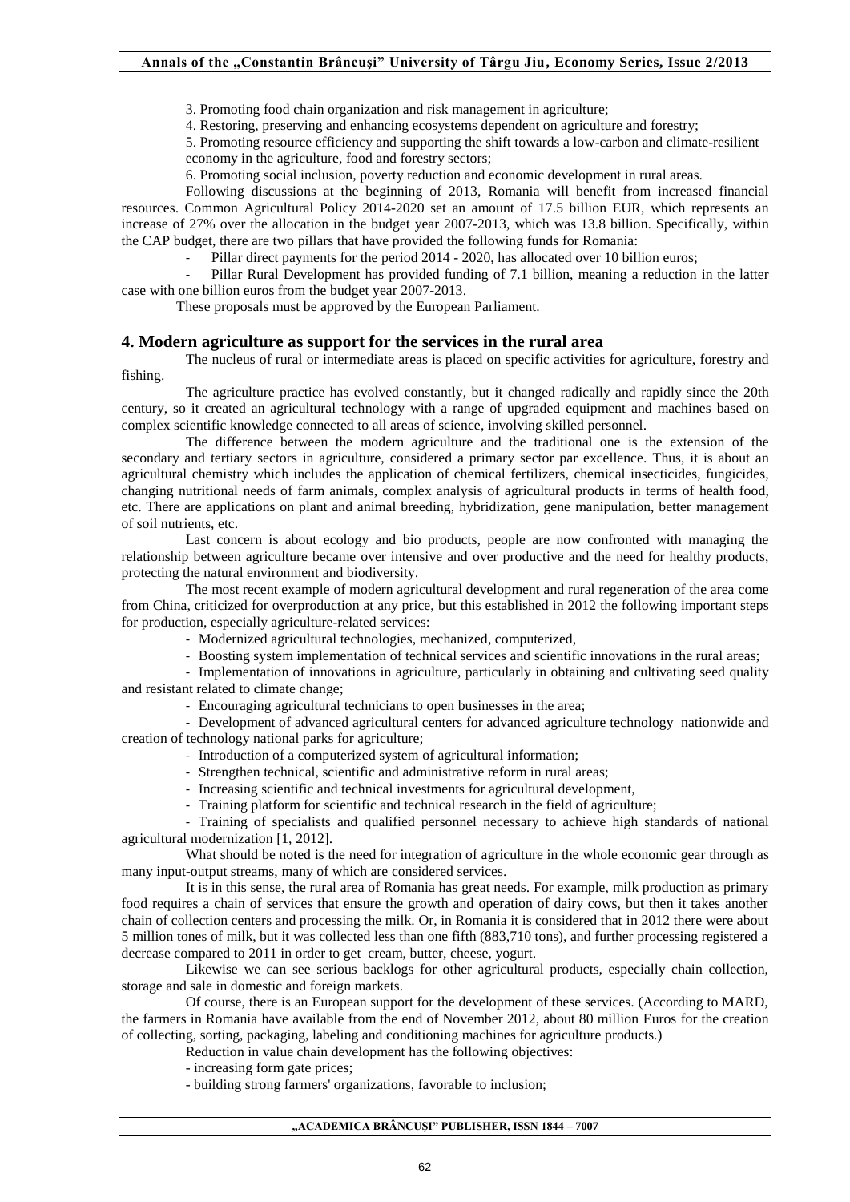3. Promoting food chain organization and risk management in agriculture;

4. Restoring, preserving and enhancing ecosystems dependent on agriculture and forestry;

5. Promoting resource efficiency and supporting the shift towards a low-carbon and climate-resilient economy in the agriculture, food and forestry sectors;

6. Promoting social inclusion, poverty reduction and economic development in rural areas.

Following discussions at the beginning of 2013, Romania will benefit from increased financial resources. Common Agricultural Policy 2014-2020 set an amount of 17.5 billion EUR, which represents an increase of 27% over the allocation in the budget year 2007-2013, which was 13.8 billion. Specifically, within the CAP budget, there are two pillars that have provided the following funds for Romania:

- Pillar direct payments for the period 2014 - 2020, has allocated over 10 billion euros;
- Pillar Rural Development has provided funding of 7.1 billion, meaning a reduction in the latter case with one billion euros from the budget year 2007-2013.

These proposals must be approved by the European Parliament.

## 4. Modern agriculture as support for the services in the rural area

The nucleus of rural or intermediate areas is placed on specific activities for agriculture, forestry and fishing.

The agriculture practice has evolved constantly, but it changed radically and rapidly since the 20th century, so it created an agricultural technology with a range of upgraded equipment and machines based on complex scientific knowledge connected to all areas of science, involving skilled personnel.

The difference between the modern agriculture and the traditional one is the extension of the secondary and tertiary sectors in agriculture, considered a primary sector par excellence. Thus, it is about an agricultural chemistry which includes the application of chemical fertilizers, chemical insecticides, fungicides, changing nutritional needs of farm animals, complex analysis of agricultural products in terms of health food, etc. There are applications on plant and animal breeding, hybridization, gene manipulation, better management of soil nutrients, etc.

Last concern is about ecology and bio products, people are now confronted with managing the relationship between agriculture became over intensive and over productive and the need for healthy products, protecting the natural environment and biodiversity.

The most recent example of modern agricultural development and rural regeneration of the area come from China, criticized for overproduction at any price, but this established in 2012 the following important steps for production, especially agriculture-related services:

- Modernized agricultural technologies, mechanized, computerized,
- Boosting system implementation of technical services and scientific innovations in the rural areas;
- Implementation of innovations in agriculture, particularly in obtaining and cultivating seed quality and resistant related to climate change;
- Encouraging agricultural technicians to open businesses in the area;
- Development of advanced agricultural centers for advanced agriculture technology nationwide and creation of technology national parks for agriculture;
- Introduction of a computerized system of agricultural information;
- Strengthen technical, scientific and administrative reform in rural areas;
- Increasing scientific and technical investments for agricultural development,
- Training platform for scientific and technical research in the field of agriculture;
- Training of specialists and qualified personnel necessary to achieve high standards of national agricultural modernization [1, 2012].

What should be noted is the need for integration of agriculture in the whole economic gear through as many input-output streams, many of which are considered services.

It is in this sense, the rural area of Romania has great needs. For example, milk production as primary food requires a chain of services that ensure the growth and operation of dairy cows, but then it takes another chain of collection centers and processing the milk. Or, in Romania it is considered that in 2012 there were about 5 million tones of milk, but it was collected less than one fifth (883,710 tons), and further processing registered a decrease compared to 2011 in order to get cream, butter, cheese, yogurt.

Likewise we can see serious backlogs for other agricultural products, especially chain collection, storage and sale in domestic and foreign markets.

Of course, there is an European support for the development of these services. (According to MARD, the farmers in Romania have available from the end of November 2012, about 80 million Euros for the creation of collecting, sorting, packaging, labeling and conditioning machines for agriculture products.)

Reduction in value chain development has the following objectives:

- increasing form gate prices;
- building strong farmers' organizations, favorable to inclusion;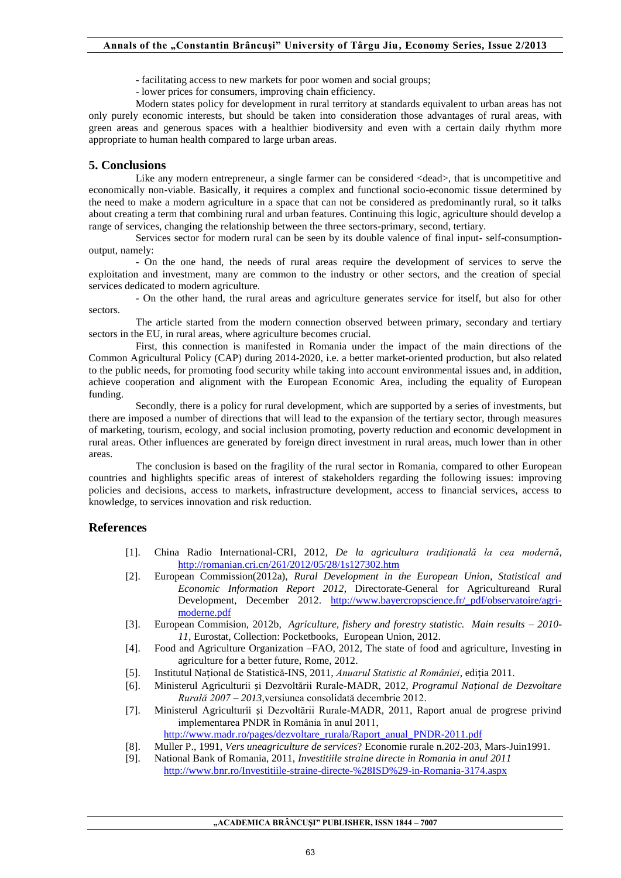- facilitating access to new markets for poor women and social groups;
- lower prices for consumers, improving chain efficiency.

Modern states policy for development in rural territory at standards equivalent to urban areas has not only purely economic interests, but should be taken into consideration those advantages of rural areas, with green areas and generous spaces with a healthier biodiversity and even with a certain daily rhythm more appropriate to human health compared to large urban areas.

## 5. Conclusions

Like any modern entrepreneur, a single farmer can be considered <dead>, that is uncompetitive and economically non-viable. Basically, it requires a complex and functional socio-economic tissue determined by the need to make a modern agriculture in a space that can not be considered as predominantly rural, so it talks about creating a term that combining rural and urban features. Continuing this logic, agriculture should develop a range of services, changing the relationship between the three sectors-primary, second, tertiary.

Services sector for modern rural can be seen by its double valence of final input- self-consumption-output, namely:

- On the one hand, the needs of rural areas require the development of services to serve the exploitation and investment, many are common to the industry or other sectors, and the creation of special services dedicated to modern agriculture.

- On the other hand, the rural areas and agriculture generates service for itself, but also for other sectors.

The article started from the modern connection observed between primary, secondary and tertiary sectors in the EU, in rural areas, where agriculture becomes crucial.

First, this connection is manifested in Romania under the impact of the main directions of the Common Agricultural Policy (CAP) during 2014-2020, i.e. a better market-oriented production, but also related to the public needs, for promoting food security while taking into account environmental issues and, in addition, achieve cooperation and alignment with the European Economic Area, including the equality of European funding.

Secondly, there is a policy for rural development, which are supported by a series of investments, but there are imposed a number of directions that will lead to the expansion of the tertiary sector, through measures of marketing, tourism, ecology, and social inclusion promoting, poverty reduction and economic development in rural areas. Other influences are generated by foreign direct investment in rural areas, much lower than in other areas.

The conclusion is based on the fragility of the rural sector in Romania, compared to other European countries and highlights specific areas of interest of stakeholders regarding the following issues: improving policies and decisions, access to markets, infrastructure development, access to financial services, access to knowledge, to services innovation and risk reduction.

## References

[1]. China Radio International-CRI, 2012, *De la agricultura tradițională la cea modernă*, http://romanian.cri.cn/261/2012/05/28/1s127302.htm

[2]. European Commission(2012a), *Rural Development in the European Union, Statistical and Economic Information Report 2012*, Directorate-General for Agricultureand Rural Development, December 2012. http://www.bayercropscience.fr/_pdf/observatoire/agri-moderne.pdf

[3]. European Commision, 2012b, *Agriculture, fishery and forestry statistic. Main results – 2010-11*, Eurostat, Collection: Pocketbooks, European Union, 2012.

[4]. Food and Agriculture Organization –FAO, 2012, The state of food and agriculture, Investing in agriculture for a better future, Rome, 2012.

[5]. Institutul Național de Statistică-INS, 2011, *Anuarul Statistic al României*, ediția 2011.

[6]. Ministerul Agriculturii și Dezvoltării Rurale-MADR, 2012, *Programul Național de Dezvoltare Rurală 2007 – 2013*,versiunea consolidată decembrie 2012.

[7]. Ministerul Agriculturii și Dezvoltării Rurale-MADR, 2011, Raport anual de progrese privind implementarea PNDR în România în anul 2011, http://www.madr.ro/pages/dezvoltare_rurala/Raport_anual_PNDR-2011.pdf

[8]. Muller P., 1991, *Vers uneagriculture de services*? Economie rurale n.202-203, Mars-Juin1991.

[9]. National Bank of Romania, 2011, *Investitiile straine directe in Romania in anul 2011* http://www.bnr.ro/Investitiile-straine-directe-%28ISD%29-in-Romania-3174.aspx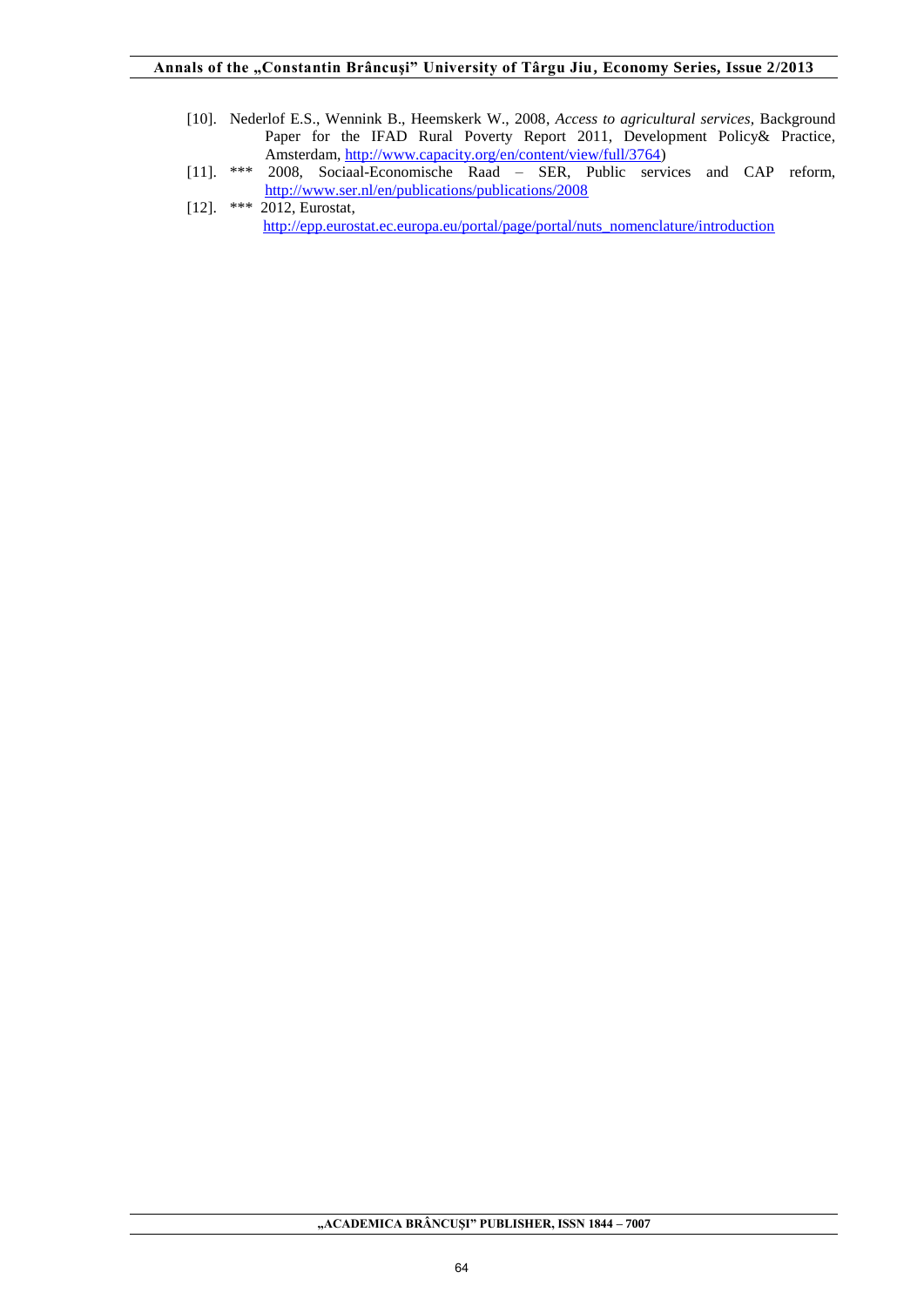[10]. Nederlof E.S., Wennink B., Heemskerk W., 2008, *Access to agricultural services*, Background Paper for the IFAD Rural Poverty Report 2011, Development Policy& Practice, Amsterdam, http://www.capacity.org/en/content/view/full/3764)

[11]. *** 2008, Sociaal-Economische Raad – SER, Public services and CAP reform, http://www.ser.nl/en/publications/publications/2008

[12]. *** 2012, Eurostat, http://epp.eurostat.ec.europa.eu/portal/page/portal/nuts_nomenclature/introduction